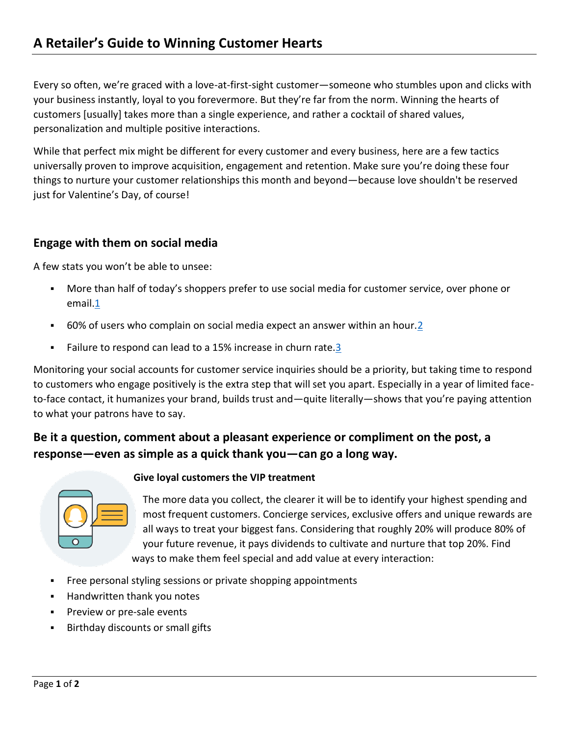# A Retailer's Guide to Winning Customer Hearts

Every so often, we're graced with a love-at-first-sight customer—someone who stumbles upon and clicks with your business instantly, loyal to you forevermore. But they're far from the norm. Winning the hearts of customers [usually] takes more than a single experience, and rather a cocktail of shared values, personalization and multiple positive interactions.

While that perfect mix might be different for every customer and every business, here are a few tactics universally proven to improve acquisition, engagement and retention. Make sure you're doing these four things to nurture your customer relationships this month and beyond—because love shouldn't be reserved just for Valentine's Day, of course!

## Engage with them on social media

A few stats you won't be able to unsee:

- More than half of today's shoppers prefer to use social media for customer service, over phone or email.[1]
- 60% of users who complain on social media expect an answer within an hour.[2]
- Failure to respond can lead to a 15% increase in churn rate.[3]

Monitoring your social accounts for customer service inquiries should be a priority, but taking time to respond to customers who engage positively is the extra step that will set you apart. Especially in a year of limited face-to-face contact, it humanizes your brand, builds trust and—quite literally—shows that you're paying attention to what your patrons have to say.

**Be it a question, comment about a pleasant experience or compliment on the post, a response—even as simple as a quick thank you—can go a long way.**

### Give loyal customers the VIP treatment

The more data you collect, the clearer it will be to identify your highest spending and most frequent customers. Concierge services, exclusive offers and unique rewards are all ways to treat your biggest fans. Considering that roughly 20% will produce 80% of your future revenue, it pays dividends to cultivate and nurture that top 20%. Find ways to make them feel special and add value at every interaction:

- Free personal styling sessions or private shopping appointments
- Handwritten thank you notes
- Preview or pre-sale events
- Birthday discounts or small gifts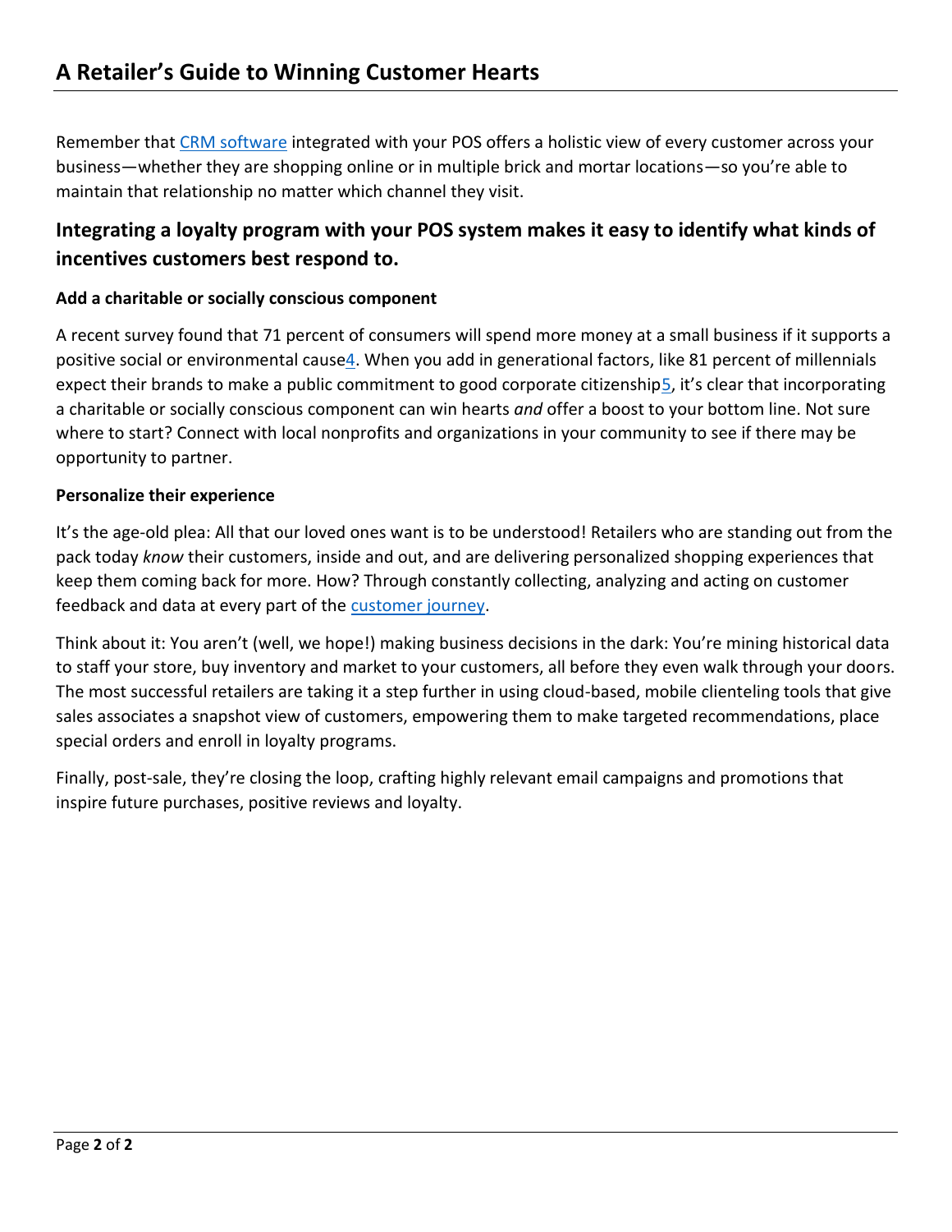Remember that CRM software integrated with your POS offers a holistic view of every customer across your business—whether they are shopping online or in multiple brick and mortar locations—so you're able to maintain that relationship no matter which channel they visit.

## Integrating a loyalty program with your POS system makes it easy to identify what kinds of incentives customers best respond to.

**Add a charitable or socially conscious component**

A recent survey found that 71 percent of consumers will spend more money at a small business if it supports a positive social or environmental cause[4]. When you add in generational factors, like 81 percent of millennials expect their brands to make a public commitment to good corporate citizenship[5], it's clear that incorporating a charitable or socially conscious component can win hearts *and* offer a boost to your bottom line. Not sure where to start? Connect with local nonprofits and organizations in your community to see if there may be opportunity to partner.

**Personalize their experience**

It's the age-old plea: All that our loved ones want is to be understood! Retailers who are standing out from the pack today *know* their customers, inside and out, and are delivering personalized shopping experiences that keep them coming back for more. How? Through constantly collecting, analyzing and acting on customer feedback and data at every part of the customer journey.

Think about it: You aren't (well, we hope!) making business decisions in the dark: You're mining historical data to staff your store, buy inventory and market to your customers, all before they even walk through your doors. The most successful retailers are taking it a step further in using cloud-based, mobile clienteling tools that give sales associates a snapshot view of customers, empowering them to make targeted recommendations, place special orders and enroll in loyalty programs.

Finally, post-sale, they're closing the loop, crafting highly relevant email campaigns and promotions that inspire future purchases, positive reviews and loyalty.